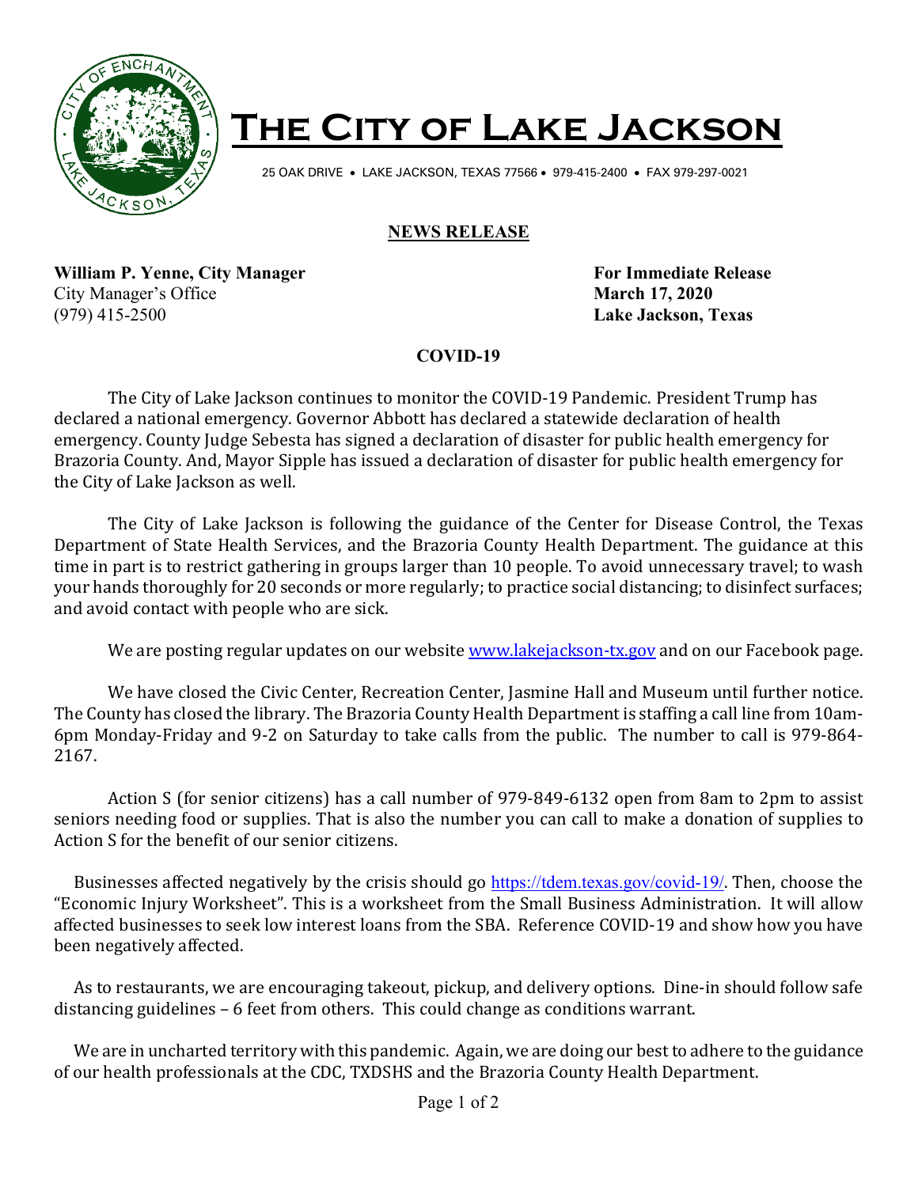# The City of Lake Jackson

25 OAK DRIVE • LAKE JACKSON, TEXAS 77566 • 979-415-2400 • FAX 979-297-0021

## NEWS RELEASE

**William P. Yenne, City Manager**
City Manager's Office
(979) 415-2500

**For Immediate Release**
**March 17, 2020**
**Lake Jackson, Texas**

### COVID-19

The City of Lake Jackson continues to monitor the COVID-19 Pandemic. President Trump has declared a national emergency. Governor Abbott has declared a statewide declaration of health emergency. County Judge Sebesta has signed a declaration of disaster for public health emergency for Brazoria County. And, Mayor Sipple has issued a declaration of disaster for public health emergency for the City of Lake Jackson as well.

The City of Lake Jackson is following the guidance of the Center for Disease Control, the Texas Department of State Health Services, and the Brazoria County Health Department. The guidance at this time in part is to restrict gathering in groups larger than 10 people. To avoid unnecessary travel; to wash your hands thoroughly for 20 seconds or more regularly; to practice social distancing; to disinfect surfaces; and avoid contact with people who are sick.

We are posting regular updates on our website [www.lakejackson-tx.gov](www.lakejackson-tx.gov) and on our Facebook page.

We have closed the Civic Center, Recreation Center, Jasmine Hall and Museum until further notice. The County has closed the library. The Brazoria County Health Department is staffing a call line from 10am-6pm Monday-Friday and 9-2 on Saturday to take calls from the public. The number to call is 979-864-2167.

Action S (for senior citizens) has a call number of 979-849-6132 open from 8am to 2pm to assist seniors needing food or supplies. That is also the number you can call to make a donation of supplies to Action S for the benefit of our senior citizens.

Businesses affected negatively by the crisis should go [https://tdem.texas.gov/covid-19/](https://tdem.texas.gov/covid-19/). Then, choose the "Economic Injury Worksheet". This is a worksheet from the Small Business Administration. It will allow affected businesses to seek low interest loans from the SBA. Reference COVID-19 and show how you have been negatively affected.

As to restaurants, we are encouraging takeout, pickup, and delivery options. Dine-in should follow safe distancing guidelines – 6 feet from others. This could change as conditions warrant.

We are in uncharted territory with this pandemic. Again, we are doing our best to adhere to the guidance of our health professionals at the CDC, TXDSHS and the Brazoria County Health Department.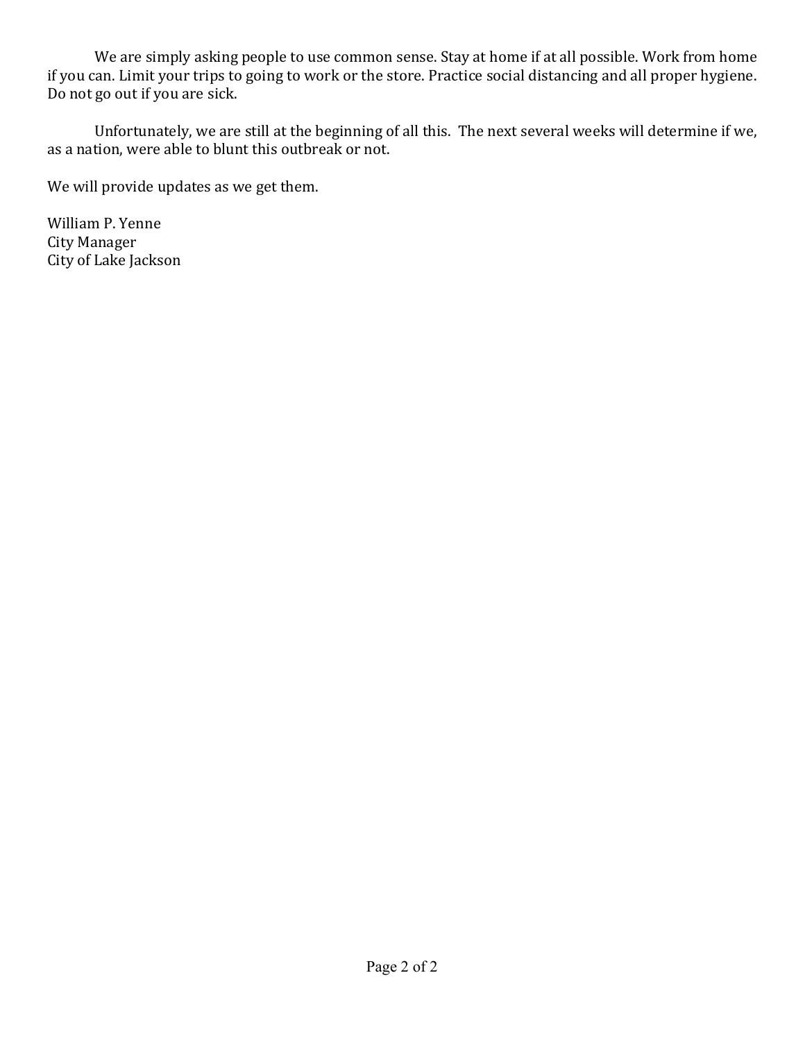We are simply asking people to use common sense. Stay at home if at all possible. Work from home if you can. Limit your trips to going to work or the store. Practice social distancing and all proper hygiene. Do not go out if you are sick.

Unfortunately, we are still at the beginning of all this. The next several weeks will determine if we, as a nation, were able to blunt this outbreak or not.

We will provide updates as we get them.

William P. Yenne
City Manager
City of Lake Jackson